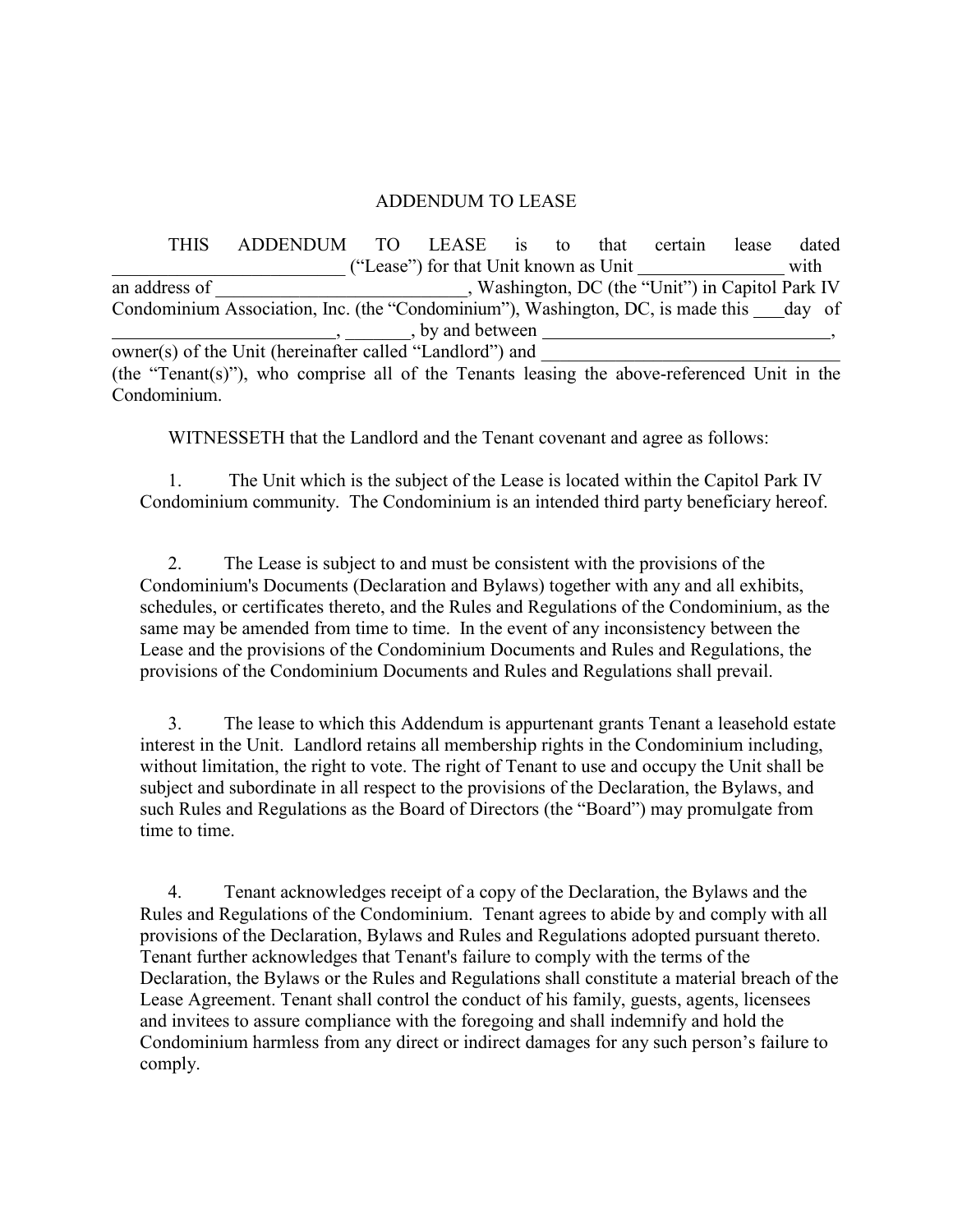# ADDENDUM TO LEASE

THIS ADDENDUM TO LEASE is to that certain lease dated _________________________ ("Lease") for that Unit known as Unit _______________ with an address of ___________________________, Washington, DC (the "Unit") in Capitol Park IV Condominium Association, Inc. (the "Condominium"), Washington, DC, is made this ___day of ________________________, _______, by and between _______________________________, owner(s) of the Unit (hereinafter called "Landlord") and _______________________________ (the "Tenant(s)"), who comprise all of the Tenants leasing the above-referenced Unit in the Condominium.

WITNESSETH that the Landlord and the Tenant covenant and agree as follows:

1. The Unit which is the subject of the Lease is located within the Capitol Park IV Condominium community. The Condominium is an intended third party beneficiary hereof.

2. The Lease is subject to and must be consistent with the provisions of the Condominium's Documents (Declaration and Bylaws) together with any and all exhibits, schedules, or certificates thereto, and the Rules and Regulations of the Condominium, as the same may be amended from time to time. In the event of any inconsistency between the Lease and the provisions of the Condominium Documents and Rules and Regulations, the provisions of the Condominium Documents and Rules and Regulations shall prevail.

3. The lease to which this Addendum is appurtenant grants Tenant a leasehold estate interest in the Unit. Landlord retains all membership rights in the Condominium including, without limitation, the right to vote. The right of Tenant to use and occupy the Unit shall be subject and subordinate in all respect to the provisions of the Declaration, the Bylaws, and such Rules and Regulations as the Board of Directors (the "Board") may promulgate from time to time.

4. Tenant acknowledges receipt of a copy of the Declaration, the Bylaws and the Rules and Regulations of the Condominium. Tenant agrees to abide by and comply with all provisions of the Declaration, Bylaws and Rules and Regulations adopted pursuant thereto. Tenant further acknowledges that Tenant's failure to comply with the terms of the Declaration, the Bylaws or the Rules and Regulations shall constitute a material breach of the Lease Agreement. Tenant shall control the conduct of his family, guests, agents, licensees and invitees to assure compliance with the foregoing and shall indemnify and hold the Condominium harmless from any direct or indirect damages for any such person's failure to comply.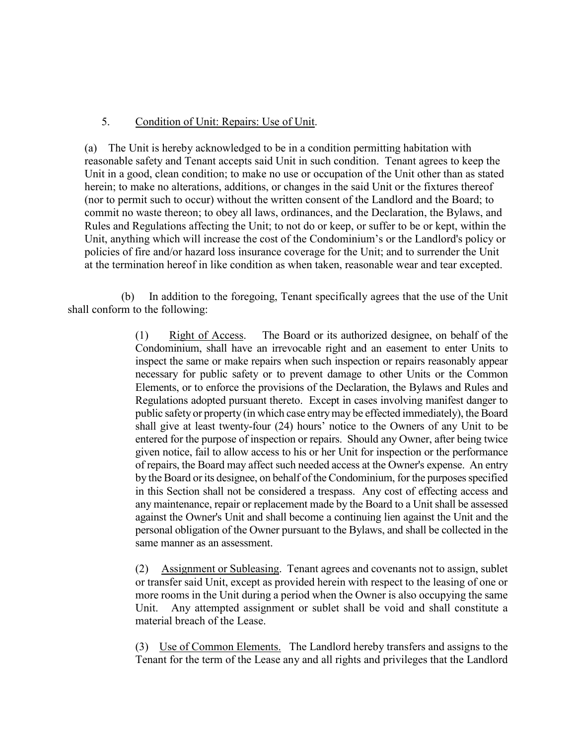5. <u>Condition of Unit: Repairs: Use of Unit</u>.

(a) The Unit is hereby acknowledged to be in a condition permitting habitation with reasonable safety and Tenant accepts said Unit in such condition. Tenant agrees to keep the Unit in a good, clean condition; to make no use or occupation of the Unit other than as stated herein; to make no alterations, additions, or changes in the said Unit or the fixtures thereof (nor to permit such to occur) without the written consent of the Landlord and the Board; to commit no waste thereon; to obey all laws, ordinances, and the Declaration, the Bylaws, and Rules and Regulations affecting the Unit; to not do or keep, or suffer to be or kept, within the Unit, anything which will increase the cost of the Condominium's or the Landlord's policy or policies of fire and/or hazard loss insurance coverage for the Unit; and to surrender the Unit at the termination hereof in like condition as when taken, reasonable wear and tear excepted.

(b) In addition to the foregoing, Tenant specifically agrees that the use of the Unit shall conform to the following:

(1) <u>Right of Access</u>. The Board or its authorized designee, on behalf of the Condominium, shall have an irrevocable right and an easement to enter Units to inspect the same or make repairs when such inspection or repairs reasonably appear necessary for public safety or to prevent damage to other Units or the Common Elements, or to enforce the provisions of the Declaration, the Bylaws and Rules and Regulations adopted pursuant thereto. Except in cases involving manifest danger to public safety or property (in which case entry may be effected immediately), the Board shall give at least twenty-four (24) hours' notice to the Owners of any Unit to be entered for the purpose of inspection or repairs. Should any Owner, after being twice given notice, fail to allow access to his or her Unit for inspection or the performance of repairs, the Board may affect such needed access at the Owner's expense. An entry by the Board or its designee, on behalf of the Condominium, for the purposes specified in this Section shall not be considered a trespass. Any cost of effecting access and any maintenance, repair or replacement made by the Board to a Unit shall be assessed against the Owner's Unit and shall become a continuing lien against the Unit and the personal obligation of the Owner pursuant to the Bylaws, and shall be collected in the same manner as an assessment.

(2) <u>Assignment or Subleasing</u>. Tenant agrees and covenants not to assign, sublet or transfer said Unit, except as provided herein with respect to the leasing of one or more rooms in the Unit during a period when the Owner is also occupying the same Unit. Any attempted assignment or sublet shall be void and shall constitute a material breach of the Lease.

(3) <u>Use of Common Elements.</u> The Landlord hereby transfers and assigns to the Tenant for the term of the Lease any and all rights and privileges that the Landlord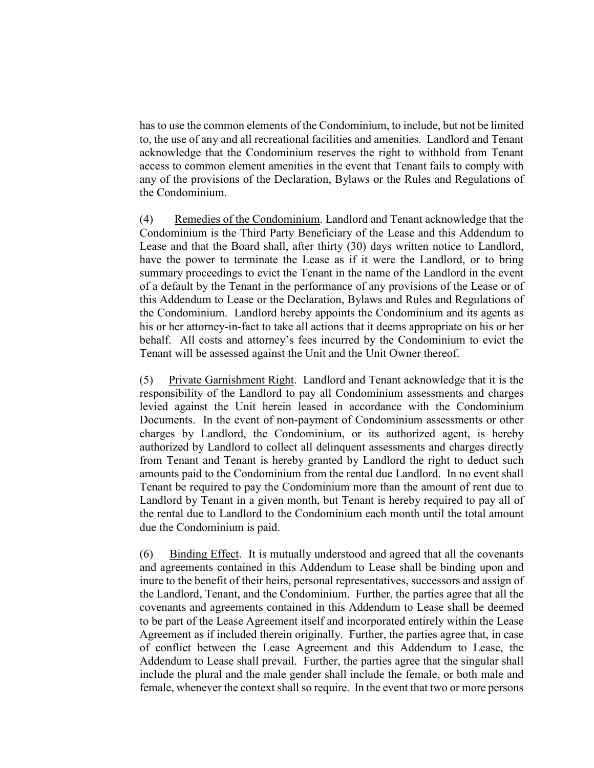has to use the common elements of the Condominium, to include, but not be limited to, the use of any and all recreational facilities and amenities. Landlord and Tenant acknowledge that the Condominium reserves the right to withhold from Tenant access to common element amenities in the event that Tenant fails to comply with any of the provisions of the Declaration, Bylaws or the Rules and Regulations of the Condominium.

(4) Remedies of the Condominium. Landlord and Tenant acknowledge that the Condominium is the Third Party Beneficiary of the Lease and this Addendum to Lease and that the Board shall, after thirty (30) days written notice to Landlord, have the power to terminate the Lease as if it were the Landlord, or to bring summary proceedings to evict the Tenant in the name of the Landlord in the event of a default by the Tenant in the performance of any provisions of the Lease or of this Addendum to Lease or the Declaration, Bylaws and Rules and Regulations of the Condominium. Landlord hereby appoints the Condominium and its agents as his or her attorney-in-fact to take all actions that it deems appropriate on his or her behalf. All costs and attorney's fees incurred by the Condominium to evict the Tenant will be assessed against the Unit and the Unit Owner thereof.

(5) Private Garnishment Right. Landlord and Tenant acknowledge that it is the responsibility of the Landlord to pay all Condominium assessments and charges levied against the Unit herein leased in accordance with the Condominium Documents. In the event of non-payment of Condominium assessments or other charges by Landlord, the Condominium, or its authorized agent, is hereby authorized by Landlord to collect all delinquent assessments and charges directly from Tenant and Tenant is hereby granted by Landlord the right to deduct such amounts paid to the Condominium from the rental due Landlord. In no event shall Tenant be required to pay the Condominium more than the amount of rent due to Landlord by Tenant in a given month, but Tenant is hereby required to pay all of the rental due to Landlord to the Condominium each month until the total amount due the Condominium is paid.

(6) Binding Effect. It is mutually understood and agreed that all the covenants and agreements contained in this Addendum to Lease shall be binding upon and inure to the benefit of their heirs, personal representatives, successors and assign of the Landlord, Tenant, and the Condominium. Further, the parties agree that all the covenants and agreements contained in this Addendum to Lease shall be deemed to be part of the Lease Agreement itself and incorporated entirely within the Lease Agreement as if included therein originally. Further, the parties agree that, in case of conflict between the Lease Agreement and this Addendum to Lease, the Addendum to Lease shall prevail. Further, the parties agree that the singular shall include the plural and the male gender shall include the female, or both male and female, whenever the context shall so require. In the event that two or more persons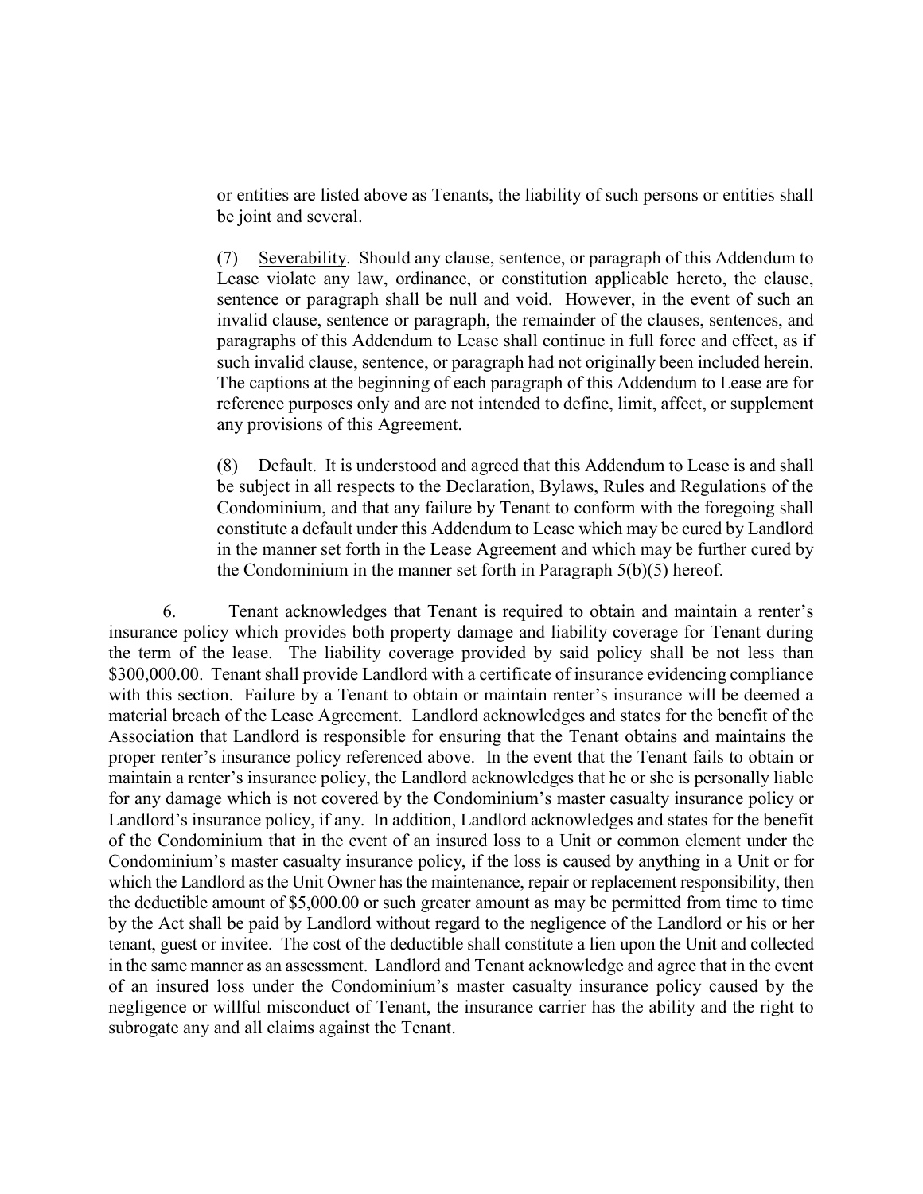or entities are listed above as Tenants, the liability of such persons or entities shall be joint and several.

(7) <u>Severability</u>. Should any clause, sentence, or paragraph of this Addendum to Lease violate any law, ordinance, or constitution applicable hereto, the clause, sentence or paragraph shall be null and void. However, in the event of such an invalid clause, sentence or paragraph, the remainder of the clauses, sentences, and paragraphs of this Addendum to Lease shall continue in full force and effect, as if such invalid clause, sentence, or paragraph had not originally been included herein. The captions at the beginning of each paragraph of this Addendum to Lease are for reference purposes only and are not intended to define, limit, affect, or supplement any provisions of this Agreement.

(8) <u>Default</u>. It is understood and agreed that this Addendum to Lease is and shall be subject in all respects to the Declaration, Bylaws, Rules and Regulations of the Condominium, and that any failure by Tenant to conform with the foregoing shall constitute a default under this Addendum to Lease which may be cured by Landlord in the manner set forth in the Lease Agreement and which may be further cured by the Condominium in the manner set forth in Paragraph 5(b)(5) hereof.

6. Tenant acknowledges that Tenant is required to obtain and maintain a renter's insurance policy which provides both property damage and liability coverage for Tenant during the term of the lease. The liability coverage provided by said policy shall be not less than $300,000.00. Tenant shall provide Landlord with a certificate of insurance evidencing compliance with this section. Failure by a Tenant to obtain or maintain renter's insurance will be deemed a material breach of the Lease Agreement. Landlord acknowledges and states for the benefit of the Association that Landlord is responsible for ensuring that the Tenant obtains and maintains the proper renter's insurance policy referenced above. In the event that the Tenant fails to obtain or maintain a renter's insurance policy, the Landlord acknowledges that he or she is personally liable for any damage which is not covered by the Condominium's master casualty insurance policy or Landlord's insurance policy, if any. In addition, Landlord acknowledges and states for the benefit of the Condominium that in the event of an insured loss to a Unit or common element under the Condominium's master casualty insurance policy, if the loss is caused by anything in a Unit or for which the Landlord as the Unit Owner has the maintenance, repair or replacement responsibility, then the deductible amount of $5,000.00 or such greater amount as may be permitted from time to time by the Act shall be paid by Landlord without regard to the negligence of the Landlord or his or her tenant, guest or invitee. The cost of the deductible shall constitute a lien upon the Unit and collected in the same manner as an assessment. Landlord and Tenant acknowledge and agree that in the event of an insured loss under the Condominium's master casualty insurance policy caused by the negligence or willful misconduct of Tenant, the insurance carrier has the ability and the right to subrogate any and all claims against the Tenant.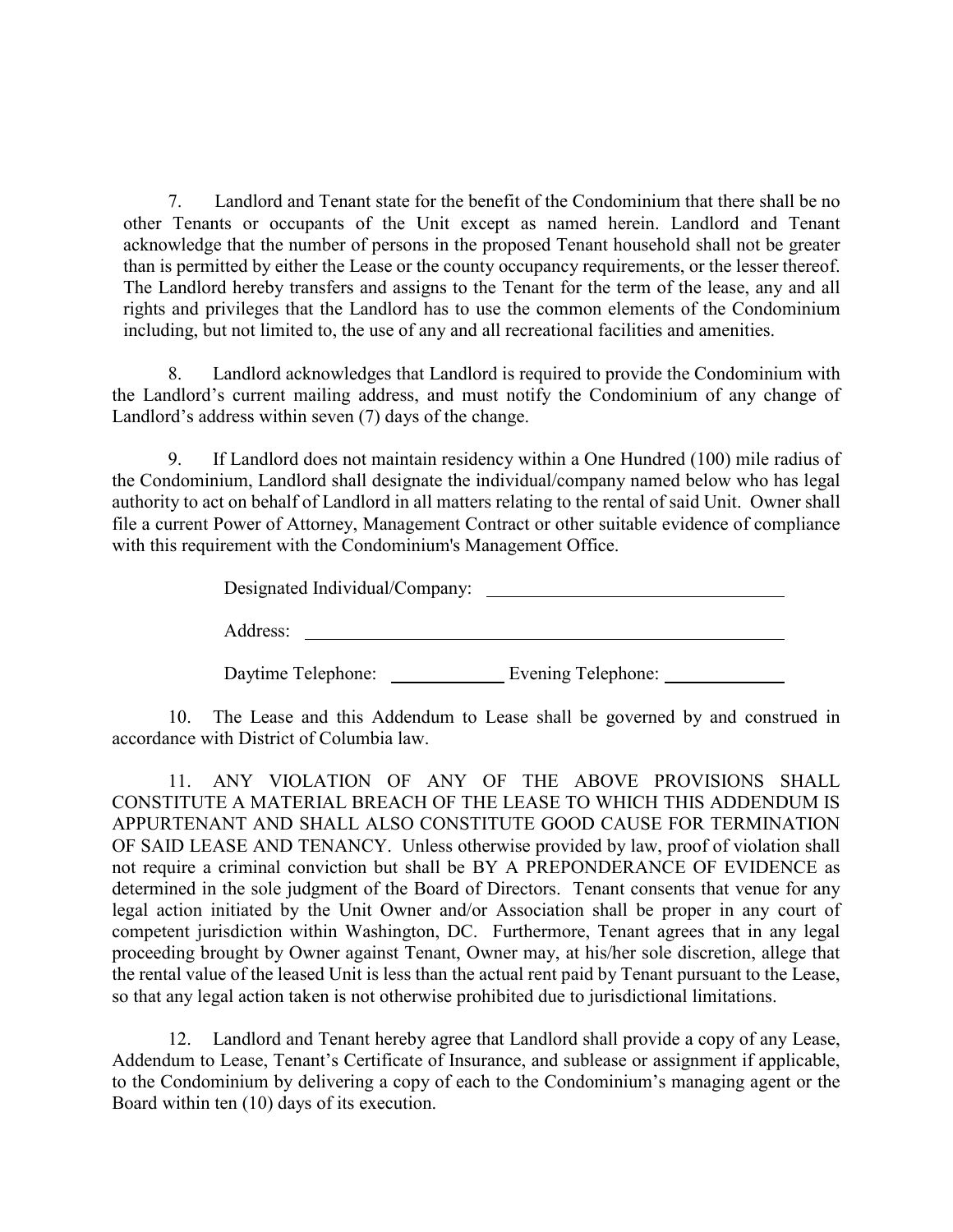7. Landlord and Tenant state for the benefit of the Condominium that there shall be no other Tenants or occupants of the Unit except as named herein. Landlord and Tenant acknowledge that the number of persons in the proposed Tenant household shall not be greater than is permitted by either the Lease or the county occupancy requirements, or the lesser thereof. The Landlord hereby transfers and assigns to the Tenant for the term of the lease, any and all rights and privileges that the Landlord has to use the common elements of the Condominium including, but not limited to, the use of any and all recreational facilities and amenities.

8. Landlord acknowledges that Landlord is required to provide the Condominium with the Landlord's current mailing address, and must notify the Condominium of any change of Landlord's address within seven (7) days of the change.

9. If Landlord does not maintain residency within a One Hundred (100) mile radius of the Condominium, Landlord shall designate the individual/company named below who has legal authority to act on behalf of Landlord in all matters relating to the rental of said Unit. Owner shall file a current Power of Attorney, Management Contract or other suitable evidence of compliance with this requirement with the Condominium's Management Office.

Designated Individual/Company: ______________________________

Address: ______________________________________________

Daytime Telephone: ____________ Evening Telephone: ____________

10. The Lease and this Addendum to Lease shall be governed by and construed in accordance with District of Columbia law.

11. ANY VIOLATION OF ANY OF THE ABOVE PROVISIONS SHALL CONSTITUTE A MATERIAL BREACH OF THE LEASE TO WHICH THIS ADDENDUM IS APPURTENANT AND SHALL ALSO CONSTITUTE GOOD CAUSE FOR TERMINATION OF SAID LEASE AND TENANCY. Unless otherwise provided by law, proof of violation shall not require a criminal conviction but shall be BY A PREPONDERANCE OF EVIDENCE as determined in the sole judgment of the Board of Directors. Tenant consents that venue for any legal action initiated by the Unit Owner and/or Association shall be proper in any court of competent jurisdiction within Washington, DC. Furthermore, Tenant agrees that in any legal proceeding brought by Owner against Tenant, Owner may, at his/her sole discretion, allege that the rental value of the leased Unit is less than the actual rent paid by Tenant pursuant to the Lease, so that any legal action taken is not otherwise prohibited due to jurisdictional limitations.

12. Landlord and Tenant hereby agree that Landlord shall provide a copy of any Lease, Addendum to Lease, Tenant's Certificate of Insurance, and sublease or assignment if applicable, to the Condominium by delivering a copy of each to the Condominium's managing agent or the Board within ten (10) days of its execution.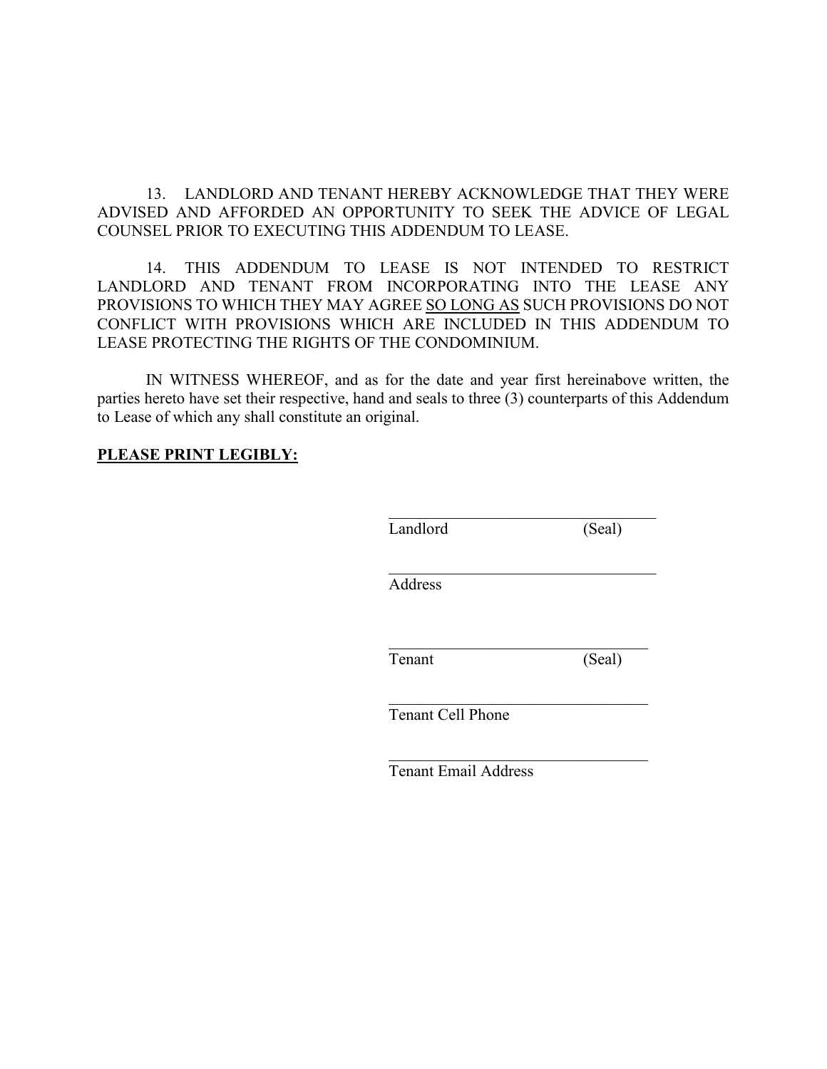13. LANDLORD AND TENANT HEREBY ACKNOWLEDGE THAT THEY WERE ADVISED AND AFFORDED AN OPPORTUNITY TO SEEK THE ADVICE OF LEGAL COUNSEL PRIOR TO EXECUTING THIS ADDENDUM TO LEASE.

14. THIS ADDENDUM TO LEASE IS NOT INTENDED TO RESTRICT LANDLORD AND TENANT FROM INCORPORATING INTO THE LEASE ANY PROVISIONS TO WHICH THEY MAY AGREE <u>SO LONG AS</u> SUCH PROVISIONS DO NOT CONFLICT WITH PROVISIONS WHICH ARE INCLUDED IN THIS ADDENDUM TO LEASE PROTECTING THE RIGHTS OF THE CONDOMINIUM.

IN WITNESS WHEREOF, and as for the date and year first hereinabove written, the parties hereto have set their respective, hand and seals to three (3) counterparts of this Addendum to Lease of which any shall constitute an original.

**<u>PLEASE PRINT LEGIBLY:</u>**

\_\_\_\_\_\_\_\_\_\_\_\_\_\_\_\_\_\_\_\_\_\_\_\_\_\_\_\_\_\_\_\_\_\_
Landlord (Seal)

\_\_\_\_\_\_\_\_\_\_\_\_\_\_\_\_\_\_\_\_\_\_\_\_\_\_\_\_\_\_\_\_\_\_
Address

\_\_\_\_\_\_\_\_\_\_\_\_\_\_\_\_\_\_\_\_\_\_\_\_\_\_\_\_\_\_\_\_\_\_
Tenant (Seal)

\_\_\_\_\_\_\_\_\_\_\_\_\_\_\_\_\_\_\_\_\_\_\_\_\_\_\_\_\_\_\_\_\_\_
Tenant Cell Phone

\_\_\_\_\_\_\_\_\_\_\_\_\_\_\_\_\_\_\_\_\_\_\_\_\_\_\_\_\_\_\_\_\_\_
Tenant Email Address